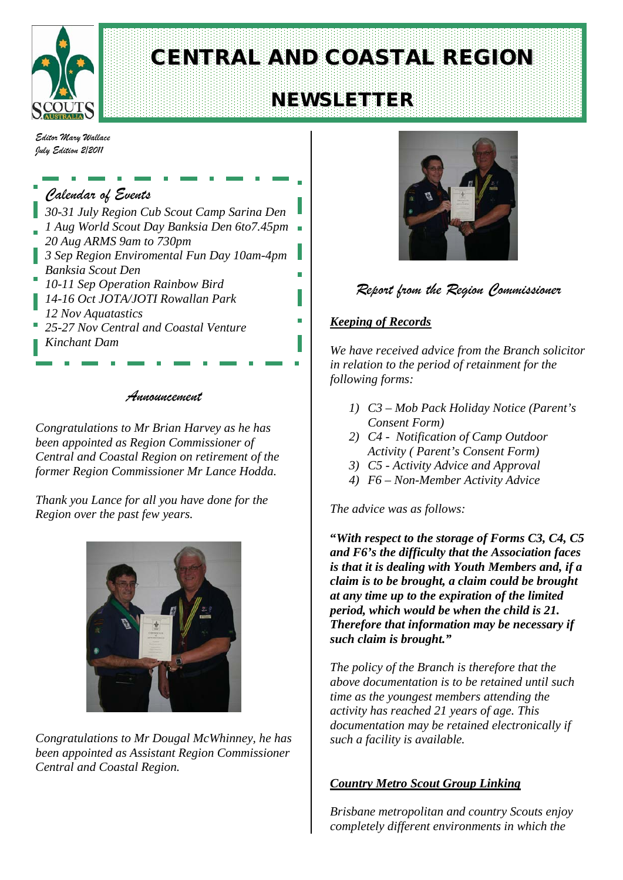# CENTRAL AND COASTAL REGION

# NEWSLETTER

*Editor Mary Wallace*
*July Edition 2/2011*

## Calendar of Events

*30-31 July Region Cub Scout Camp Sarina Den*
*1 Aug World Scout Day Banksia Den 6to7.45pm*
*20 Aug ARMS 9am to 730pm*
*3 Sep Region Enviromental Fun Day 10am-4pm Banksia Scout Den*
*10-11 Sep Operation Rainbow Bird*
*14-16 Oct JOTA/JOTI Rowallan Park*
*12 Nov Aquatastics*
*25-27 Nov Central and Coastal Venture Kinchant Dam*

## Announcement

*Congratulations to Mr Brian Harvey as he has been appointed as Region Commissioner of Central and Coastal Region on retirement of the former Region Commissioner Mr Lance Hodda.*

*Thank you Lance for all you have done for the Region over the past few years.*

*Congratulations to Mr Dougal McWhinney, he has been appointed as Assistant Region Commissioner Central and Coastal Region.*

## Report from the Region Commissioner

### ***Keeping of Records***

*We have received advice from the Branch solicitor in relation to the period of retainment for the following forms:*

1) *C3 – Mob Pack Holiday Notice (Parent's Consent Form)*
2) *C4 - Notification of Camp Outdoor Activity ( Parent's Consent Form)*
3) *C5 - Activity Advice and Approval*
4) *F6 – Non-Member Activity Advice*

*The advice was as follows:*

***"With respect to the storage of Forms C3, C4, C5 and F6's the difficulty that the Association faces is that it is dealing with Youth Members and, if a claim is to be brought, a claim could be brought at any time up to the expiration of the limited period, which would be when the child is 21. Therefore that information may be necessary if such claim is brought."***

*The policy of the Branch is therefore that the above documentation is to be retained until such time as the youngest members attending the activity has reached 21 years of age. This documentation may be retained electronically if such a facility is available.*

### ***Country Metro Scout Group Linking***

*Brisbane metropolitan and country Scouts enjoy completely different environments in which the*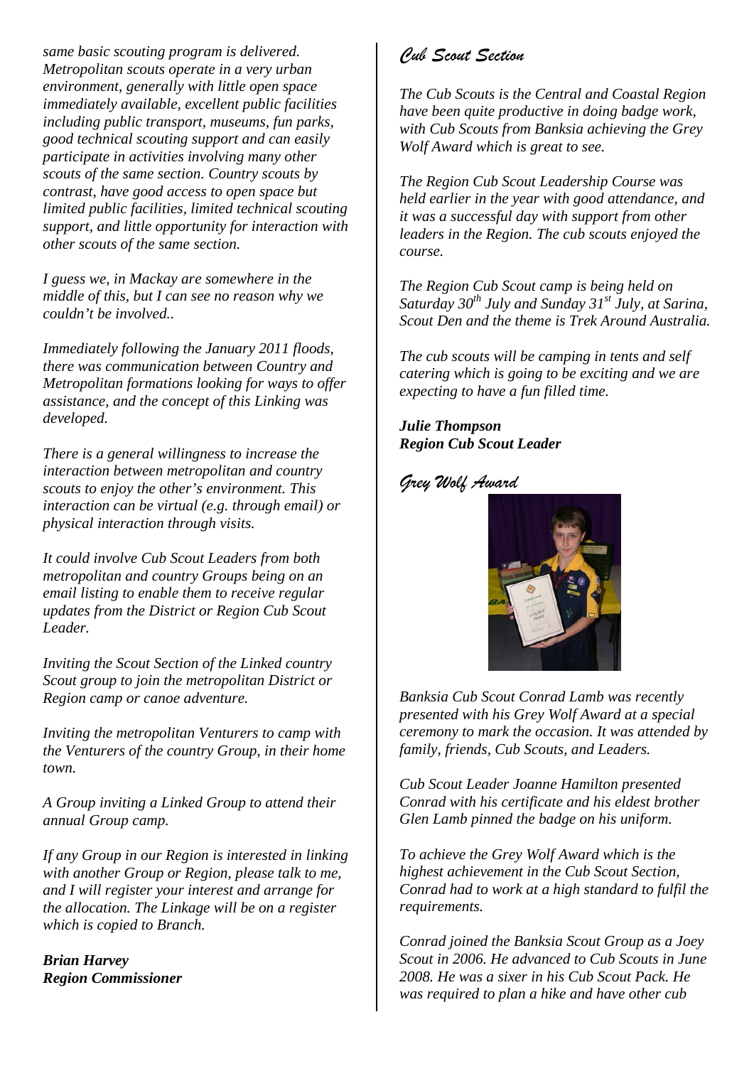*same basic scouting program is delivered. Metropolitan scouts operate in a very urban environment, generally with little open space immediately available, excellent public facilities including public transport, museums, fun parks, good technical scouting support and can easily participate in activities involving many other scouts of the same section. Country scouts by contrast, have good access to open space but limited public facilities, limited technical scouting support, and little opportunity for interaction with other scouts of the same section.*

*I guess we, in Mackay are somewhere in the middle of this, but I can see no reason why we couldn't be involved..*

*Immediately following the January 2011 floods, there was communication between Country and Metropolitan formations looking for ways to offer assistance, and the concept of this Linking was developed.*

*There is a general willingness to increase the interaction between metropolitan and country scouts to enjoy the other's environment. This interaction can be virtual (e.g. through email) or physical interaction through visits.*

*It could involve Cub Scout Leaders from both metropolitan and country Groups being on an email listing to enable them to receive regular updates from the District or Region Cub Scout Leader.*

*Inviting the Scout Section of the Linked country Scout group to join the metropolitan District or Region camp or canoe adventure.*

*Inviting the metropolitan Venturers to camp with the Venturers of the country Group, in their home town.*

*A Group inviting a Linked Group to attend their annual Group camp.*

*If any Group in our Region is interested in linking with another Group or Region, please talk to me, and I will register your interest and arrange for the allocation. The Linkage will be on a register which is copied to Branch.*

***Brian Harvey***
***Region Commissioner***

## *Cub Scout Section*

*The Cub Scouts is the Central and Coastal Region have been quite productive in doing badge work, with Cub Scouts from Banksia achieving the Grey Wolf Award which is great to see.*

*The Region Cub Scout Leadership Course was held earlier in the year with good attendance, and it was a successful day with support from other leaders in the Region. The cub scouts enjoyed the course.*

*The Region Cub Scout camp is being held on Saturday 30th July and Sunday 31st July, at Sarina, Scout Den and the theme is Trek Around Australia.*

*The cub scouts will be camping in tents and self catering which is going to be exciting and we are expecting to have a fun filled time.*

***Julie Thompson***
***Region Cub Scout Leader***

## *Grey Wolf Award*

*Banksia Cub Scout Conrad Lamb was recently presented with his Grey Wolf Award at a special ceremony to mark the occasion. It was attended by family, friends, Cub Scouts, and Leaders.*

*Cub Scout Leader Joanne Hamilton presented Conrad with his certificate and his eldest brother Glen Lamb pinned the badge on his uniform.*

*To achieve the Grey Wolf Award which is the highest achievement in the Cub Scout Section, Conrad had to work at a high standard to fulfil the requirements.*

*Conrad joined the Banksia Scout Group as a Joey Scout in 2006. He advanced to Cub Scouts in June 2008. He was a sixer in his Cub Scout Pack. He was required to plan a hike and have other cub*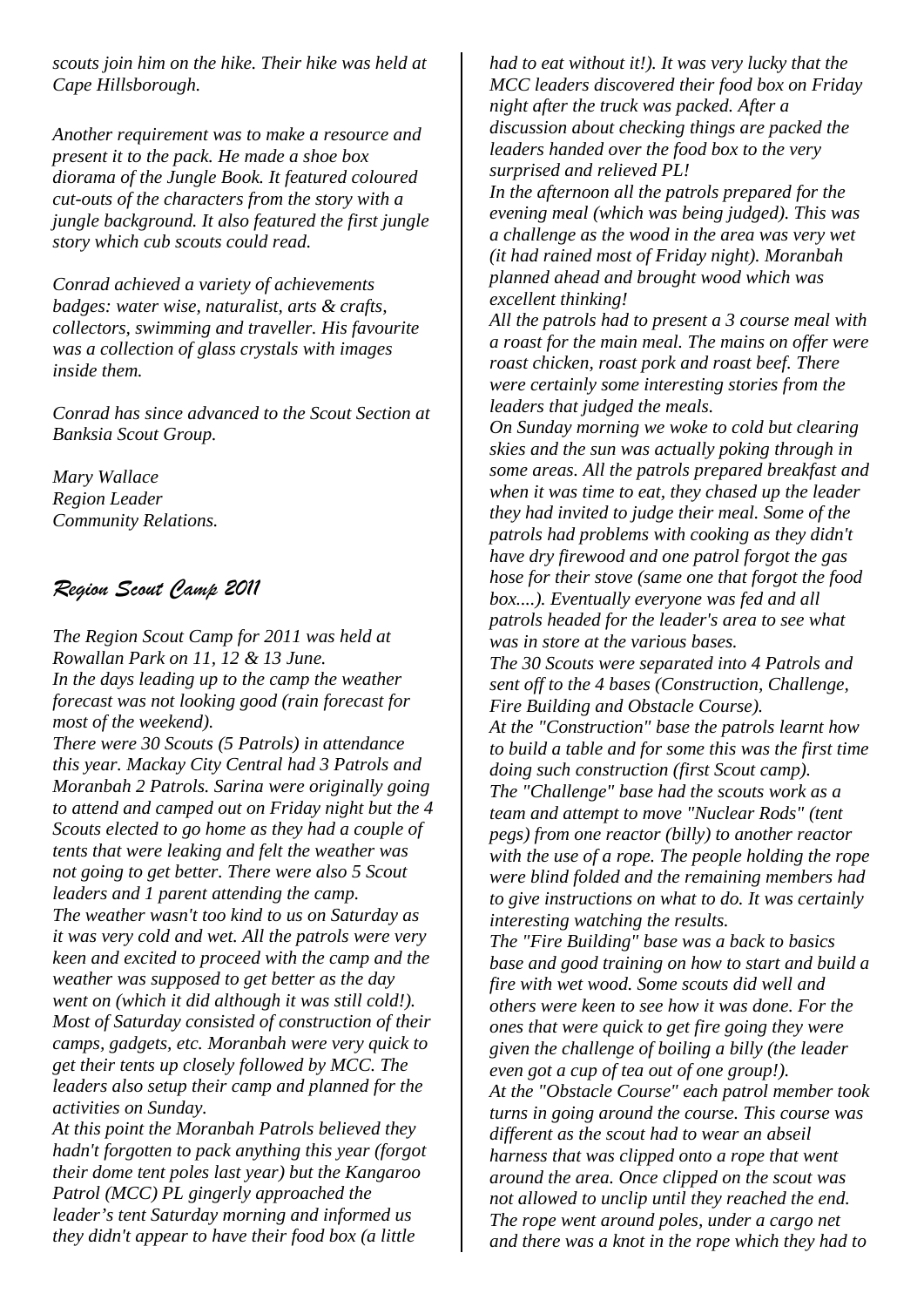*scouts join him on the hike. Their hike was held at Cape Hillsborough.*

*Another requirement was to make a resource and present it to the pack. He made a shoe box diorama of the Jungle Book. It featured coloured cut-outs of the characters from the story with a jungle background. It also featured the first jungle story which cub scouts could read.*

*Conrad achieved a variety of achievements badges: water wise, naturalist, arts & crafts, collectors, swimming and traveller. His favourite was a collection of glass crystals with images inside them.*

*Conrad has since advanced to the Scout Section at Banksia Scout Group.*

*Mary Wallace*
*Region Leader*
*Community Relations.*

## *Region Scout Camp 2011*

*The Region Scout Camp for 2011 was held at Rowallan Park on 11, 12 & 13 June.*
*In the days leading up to the camp the weather forecast was not looking good (rain forecast for most of the weekend).*
*There were 30 Scouts (5 Patrols) in attendance this year. Mackay City Central had 3 Patrols and Moranbah 2 Patrols. Sarina were originally going to attend and camped out on Friday night but the 4 Scouts elected to go home as they had a couple of tents that were leaking and felt the weather was not going to get better. There were also 5 Scout leaders and 1 parent attending the camp.*
*The weather wasn't too kind to us on Saturday as it was very cold and wet. All the patrols were very keen and excited to proceed with the camp and the weather was supposed to get better as the day went on (which it did although it was still cold!).*
*Most of Saturday consisted of construction of their camps, gadgets, etc. Moranbah were very quick to get their tents up closely followed by MCC. The leaders also setup their camp and planned for the activities on Sunday.*
*At this point the Moranbah Patrols believed they hadn't forgotten to pack anything this year (forgot their dome tent poles last year) but the Kangaroo Patrol (MCC) PL gingerly approached the leader's tent Saturday morning and informed us they didn't appear to have their food box (a little had to eat without it!). It was very lucky that the MCC leaders discovered their food box on Friday night after the truck was packed. After a discussion about checking things are packed the leaders handed over the food box to the very surprised and relieved PL!*
*In the afternoon all the patrols prepared for the evening meal (which was being judged). This was a challenge as the wood in the area was very wet (it had rained most of Friday night). Moranbah planned ahead and brought wood which was excellent thinking!*
*All the patrols had to present a 3 course meal with a roast for the main meal. The mains on offer were roast chicken, roast pork and roast beef. There were certainly some interesting stories from the leaders that judged the meals.*
*On Sunday morning we woke to cold but clearing skies and the sun was actually poking through in some areas. All the patrols prepared breakfast and when it was time to eat, they chased up the leader they had invited to judge their meal. Some of the patrols had problems with cooking as they didn't have dry firewood and one patrol forgot the gas hose for their stove (same one that forgot the food box....). Eventually everyone was fed and all patrols headed for the leader's area to see what was in store at the various bases.*
*The 30 Scouts were separated into 4 Patrols and sent off to the 4 bases (Construction, Challenge, Fire Building and Obstacle Course).*
*At the "Construction" base the patrols learnt how to build a table and for some this was the first time doing such construction (first Scout camp).*
*The "Challenge" base had the scouts work as a team and attempt to move "Nuclear Rods" (tent pegs) from one reactor (billy) to another reactor with the use of a rope. The people holding the rope were blind folded and the remaining members had to give instructions on what to do. It was certainly interesting watching the results.*
*The "Fire Building" base was a back to basics base and good training on how to start and build a fire with wet wood. Some scouts did well and others were keen to see how it was done. For the ones that were quick to get fire going they were given the challenge of boiling a billy (the leader even got a cup of tea out of one group!).*
*At the "Obstacle Course" each patrol member took turns in going around the course. This course was different as the scout had to wear an abseil harness that was clipped onto a rope that went around the area. Once clipped on the scout was not allowed to unclip until they reached the end. The rope went around poles, under a cargo net and there was a knot in the rope which they had to*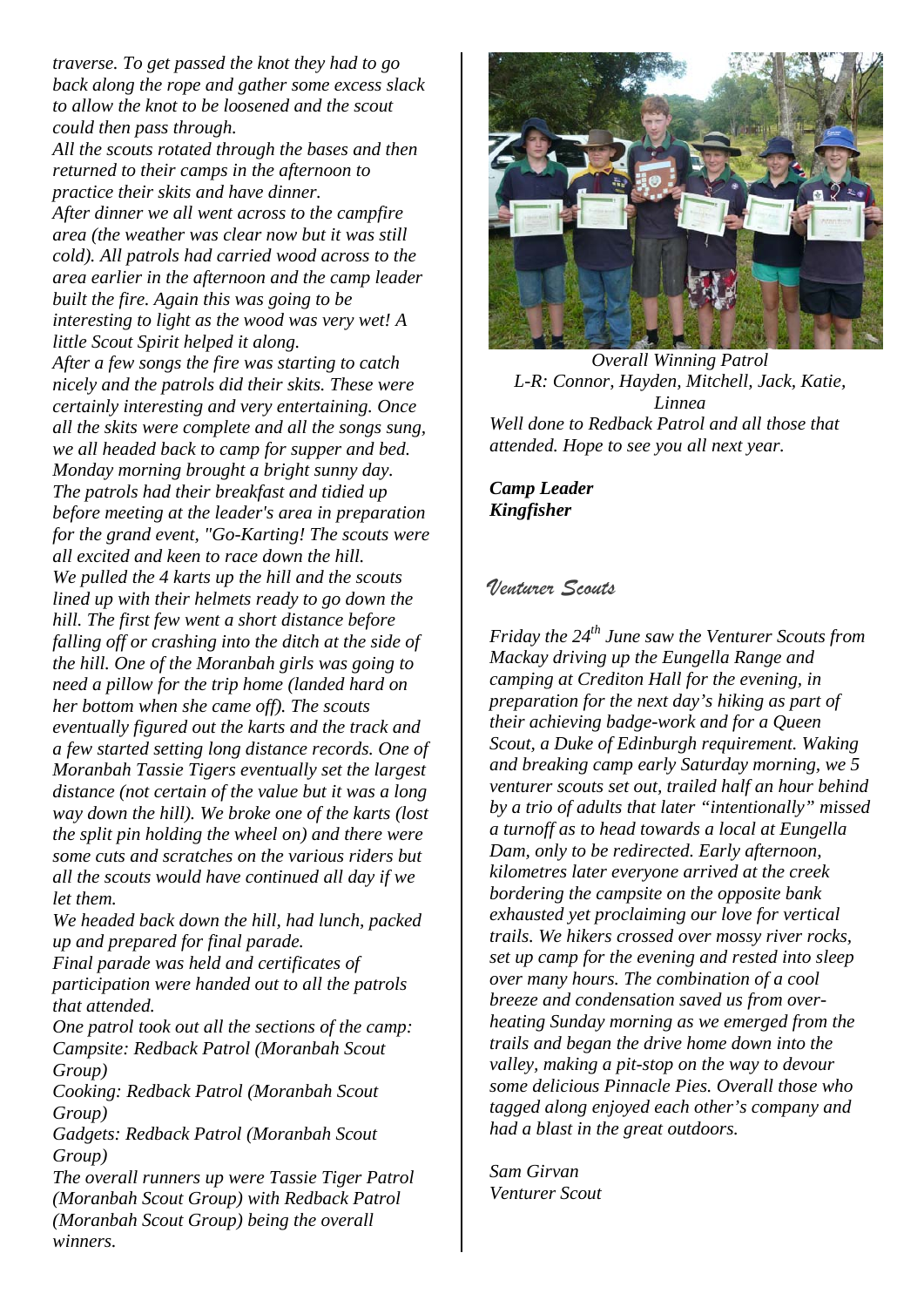*traverse. To get passed the knot they had to go back along the rope and gather some excess slack to allow the knot to be loosened and the scout could then pass through.*

*All the scouts rotated through the bases and then returned to their camps in the afternoon to practice their skits and have dinner.*

*After dinner we all went across to the campfire area (the weather was clear now but it was still cold). All patrols had carried wood across to the area earlier in the afternoon and the camp leader built the fire. Again this was going to be interesting to light as the wood was very wet! A little Scout Spirit helped it along.*

*After a few songs the fire was starting to catch nicely and the patrols did their skits. These were certainly interesting and very entertaining. Once all the skits were complete and all the songs sung, we all headed back to camp for supper and bed.*

*Monday morning brought a bright sunny day. The patrols had their breakfast and tidied up before meeting at the leader's area in preparation for the grand event, "Go-Karting! The scouts were all excited and keen to race down the hill.*

*We pulled the 4 karts up the hill and the scouts lined up with their helmets ready to go down the hill. The first few went a short distance before falling off or crashing into the ditch at the side of the hill. One of the Moranbah girls was going to need a pillow for the trip home (landed hard on her bottom when she came off). The scouts eventually figured out the karts and the track and a few started setting long distance records. One of Moranbah Tassie Tigers eventually set the largest distance (not certain of the value but it was a long way down the hill). We broke one of the karts (lost the split pin holding the wheel on) and there were some cuts and scratches on the various riders but all the scouts would have continued all day if we let them.*

*We headed back down the hill, had lunch, packed up and prepared for final parade.*

*Final parade was held and certificates of participation were handed out to all the patrols that attended.*

*One patrol took out all the sections of the camp:*

*Campsite: Redback Patrol (Moranbah Scout Group)*

*Cooking: Redback Patrol (Moranbah Scout Group)*

*Gadgets: Redback Patrol (Moranbah Scout Group)*

*The overall runners up were Tassie Tiger Patrol (Moranbah Scout Group) with Redback Patrol (Moranbah Scout Group) being the overall winners.*

*Overall Winning Patrol*
*L-R: Connor, Hayden, Mitchell, Jack, Katie, Linnea*

*Well done to Redback Patrol and all those that attended. Hope to see you all next year.*

***Camp Leader***
***Kingfisher***

## *Venturer Scouts*

*Friday the 24th June saw the Venturer Scouts from Mackay driving up the Eungella Range and camping at Crediton Hall for the evening, in preparation for the next day's hiking as part of their achieving badge-work and for a Queen Scout, a Duke of Edinburgh requirement. Waking and breaking camp early Saturday morning, we 5 venturer scouts set out, trailed half an hour behind by a trio of adults that later "intentionally" missed a turnoff as to head towards a local at Eungella Dam, only to be redirected. Early afternoon, kilometres later everyone arrived at the creek bordering the campsite on the opposite bank exhausted yet proclaiming our love for vertical trails. We hikers crossed over mossy river rocks, set up camp for the evening and rested into sleep over many hours. The combination of a cool breeze and condensation saved us from over-heating Sunday morning as we emerged from the trails and began the drive home down into the valley, making a pit-stop on the way to devour some delicious Pinnacle Pies. Overall those who tagged along enjoyed each other's company and had a blast in the great outdoors.*

*Sam Girvan*
*Venturer Scout*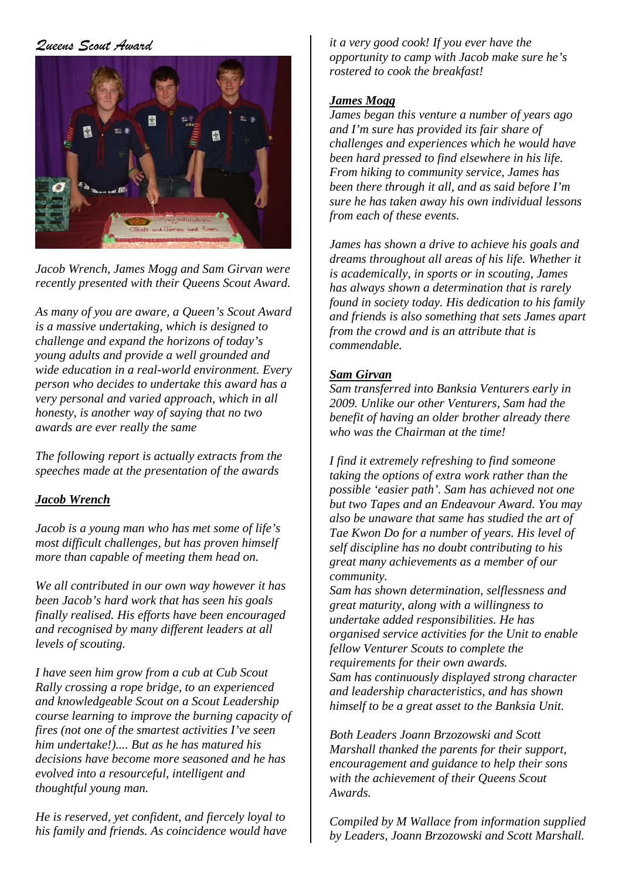## *Queens Scout Award*

*Jacob Wrench, James Mogg and Sam Girvan were recently presented with their Queens Scout Award.*

*As many of you are aware, a Queen's Scout Award is a massive undertaking, which is designed to challenge and expand the horizons of today's young adults and provide a well grounded and wide education in a real-world environment. Every person who decides to undertake this award has a very personal and varied approach, which in all honesty, is another way of saying that no two awards are ever really the same*

*The following report is actually extracts from the speeches made at the presentation of the awards*

### ***Jacob Wrench***

*Jacob is a young man who has met some of life's most difficult challenges, but has proven himself more than capable of meeting them head on.*

*We all contributed in our own way however it has been Jacob's hard work that has seen his goals finally realised. His efforts have been encouraged and recognised by many different leaders at all levels of scouting.*

*I have seen him grow from a cub at Cub Scout Rally crossing a rope bridge, to an experienced and knowledgeable Scout on a Scout Leadership course learning to improve the burning capacity of fires (not one of the smartest activities I've seen him undertake!).... But as he has matured his decisions have become more seasoned and he has evolved into a resourceful, intelligent and thoughtful young man.*

*He is reserved, yet confident, and fiercely loyal to his family and friends. As coincidence would have it a very good cook! If you ever have the opportunity to camp with Jacob make sure he's rostered to cook the breakfast!*

### ***James Mogg***

*James began this venture a number of years ago and I'm sure has provided its fair share of challenges and experiences which he would have been hard pressed to find elsewhere in his life. From hiking to community service, James has been there through it all, and as said before I'm sure he has taken away his own individual lessons from each of these events.*

*James has shown a drive to achieve his goals and dreams throughout all areas of his life. Whether it is academically, in sports or in scouting, James has always shown a determination that is rarely found in society today. His dedication to his family and friends is also something that sets James apart from the crowd and is an attribute that is commendable.*

### ***Sam Girvan***

*Sam transferred into Banksia Venturers early in 2009. Unlike our other Venturers, Sam had the benefit of having an older brother already there who was the Chairman at the time!*

*I find it extremely refreshing to find someone taking the options of extra work rather than the possible 'easier path'. Sam has achieved not one but two Tapes and an Endeavour Award. You may also be unaware that same has studied the art of Tae Kwon Do for a number of years. His level of self discipline has no doubt contributing to his great many achievements as a member of our community.*

*Sam has shown determination, selflessness and great maturity, along with a willingness to undertake added responsibilities. He has organised service activities for the Unit to enable fellow Venturer Scouts to complete the requirements for their own awards.*

*Sam has continuously displayed strong character and leadership characteristics, and has shown himself to be a great asset to the Banksia Unit.*

*Both Leaders Joann Brzozowski and Scott Marshall thanked the parents for their support, encouragement and guidance to help their sons with the achievement of their Queens Scout Awards.*

*Compiled by M Wallace from information supplied by Leaders, Joann Brzozowski and Scott Marshall.*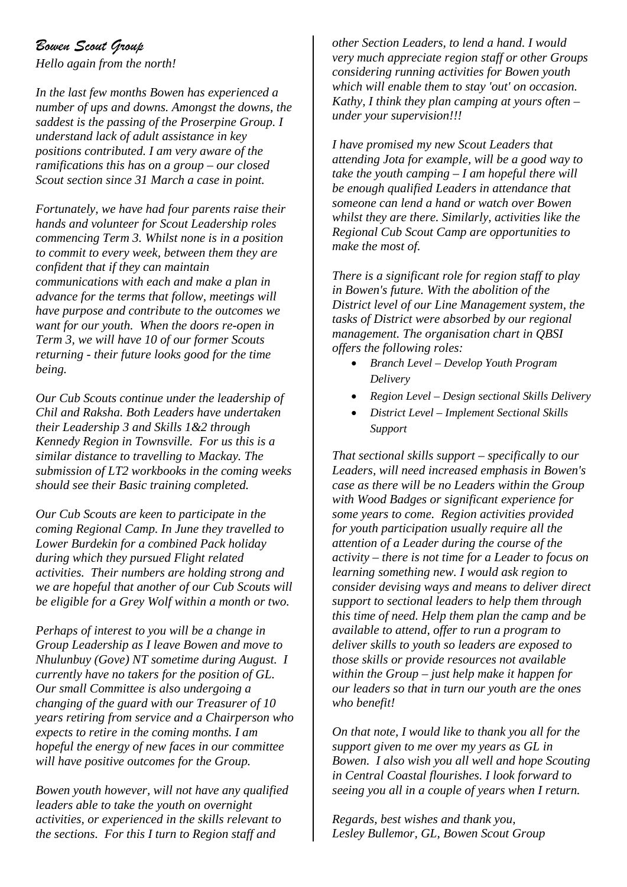## *Bowen Scout Group*

*Hello again from the north!*

*In the last few months Bowen has experienced a number of ups and downs. Amongst the downs, the saddest is the passing of the Proserpine Group. I understand lack of adult assistance in key positions contributed. I am very aware of the ramifications this has on a group – our closed Scout section since 31 March a case in point.*

*Fortunately, we have had four parents raise their hands and volunteer for Scout Leadership roles commencing Term 3. Whilst none is in a position to commit to every week, between them they are confident that if they can maintain communications with each and make a plan in advance for the terms that follow, meetings will have purpose and contribute to the outcomes we want for our youth. When the doors re-open in Term 3, we will have 10 of our former Scouts returning - their future looks good for the time being.*

*Our Cub Scouts continue under the leadership of Chil and Raksha. Both Leaders have undertaken their Leadership 3 and Skills 1&2 through Kennedy Region in Townsville. For us this is a similar distance to travelling to Mackay. The submission of LT2 workbooks in the coming weeks should see their Basic training completed.*

*Our Cub Scouts are keen to participate in the coming Regional Camp. In June they travelled to Lower Burdekin for a combined Pack holiday during which they pursued Flight related activities. Their numbers are holding strong and we are hopeful that another of our Cub Scouts will be eligible for a Grey Wolf within a month or two.*

*Perhaps of interest to you will be a change in Group Leadership as I leave Bowen and move to Nhulunbuy (Gove) NT sometime during August. I currently have no takers for the position of GL. Our small Committee is also undergoing a changing of the guard with our Treasurer of 10 years retiring from service and a Chairperson who expects to retire in the coming months. I am hopeful the energy of new faces in our committee will have positive outcomes for the Group.*

*Bowen youth however, will not have any qualified leaders able to take the youth on overnight activities, or experienced in the skills relevant to the sections. For this I turn to Region staff and other Section Leaders, to lend a hand. I would very much appreciate region staff or other Groups considering running activities for Bowen youth which will enable them to stay 'out' on occasion. Kathy, I think they plan camping at yours often – under your supervision!!!*

*I have promised my new Scout Leaders that attending Jota for example, will be a good way to take the youth camping – I am hopeful there will be enough qualified Leaders in attendance that someone can lend a hand or watch over Bowen whilst they are there. Similarly, activities like the Regional Cub Scout Camp are opportunities to make the most of.*

*There is a significant role for region staff to play in Bowen's future. With the abolition of the District level of our Line Management system, the tasks of District were absorbed by our regional management. The organisation chart in QBSI offers the following roles:*

- *Branch Level – Develop Youth Program Delivery*
- *Region Level – Design sectional Skills Delivery*
- *District Level – Implement Sectional Skills Support*

*That sectional skills support – specifically to our Leaders, will need increased emphasis in Bowen's case as there will be no Leaders within the Group with Wood Badges or significant experience for some years to come. Region activities provided for youth participation usually require all the attention of a Leader during the course of the activity – there is not time for a Leader to focus on learning something new. I would ask region to consider devising ways and means to deliver direct support to sectional leaders to help them through this time of need. Help them plan the camp and be available to attend, offer to run a program to deliver skills to youth so leaders are exposed to those skills or provide resources not available within the Group – just help make it happen for our leaders so that in turn our youth are the ones who benefit!*

*On that note, I would like to thank you all for the support given to me over my years as GL in Bowen. I also wish you all well and hope Scouting in Central Coastal flourishes. I look forward to seeing you all in a couple of years when I return.*

*Regards, best wishes and thank you,*
*Lesley Bullemor, GL, Bowen Scout Group*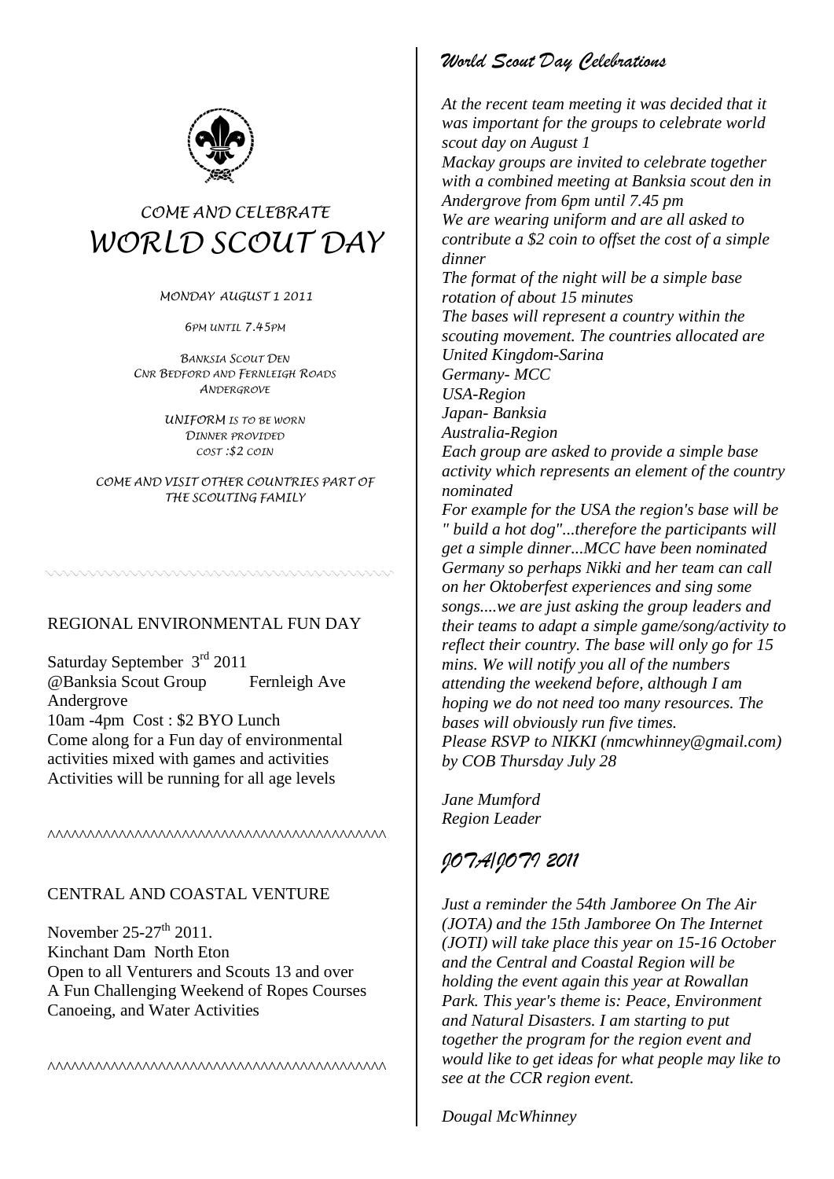## COME AND CELEBRATE WORLD SCOUT DAY

MONDAY AUGUST 1 2011

6PM UNTIL 7.45PM

BANKSIA SCOUT DEN
CNR BEDFORD AND FERNLEIGH ROADS
ANDERGROVE

UNIFORM IS TO BE WORN
DINNER PROVIDED
COST :$2 COIN

COME AND VISIT OTHER COUNTRIES PART OF THE SCOUTING FAMILY

## REGIONAL ENVIRONMENTAL FUN DAY

Saturday September 3rd 2011
@Banksia Scout Group Fernleigh Ave Andergrove
10am -4pm Cost : $2 BYO Lunch
Come along for a Fun day of environmental activities mixed with games and activities
Activities will be running for all age levels

^^^^^^^^^^^^^^^^^^^^^^^^^^^^^^^^^^^^^^^^^^^^^^^

## CENTRAL AND COASTAL VENTURE

November 25-27th 2011.
Kinchant Dam North Eton
Open to all Venturers and Scouts 13 and over
A Fun Challenging Weekend of Ropes Courses Canoeing, and Water Activities

^^^^^^^^^^^^^^^^^^^^^^^^^^^^^^^^^^^^^^^^^^^^^^^

## *World Scout Day Celebrations*

*At the recent team meeting it was decided that it was important for the groups to celebrate world scout day on August 1*
*Mackay groups are invited to celebrate together with a combined meeting at Banksia scout den in Andergrove from 6pm until 7.45 pm*
*We are wearing uniform and are all asked to contribute a $2 coin to offset the cost of a simple dinner*
*The format of the night will be a simple base rotation of about 15 minutes*
*The bases will represent a country within the scouting movement. The countries allocated are*
*United Kingdom-Sarina*
*Germany- MCC*
*USA-Region*
*Japan- Banksia*
*Australia-Region*
*Each group are asked to provide a simple base activity which represents an element of the country nominated*
*For example for the USA the region's base will be " build a hot dog"...therefore the participants will get a simple dinner...MCC have been nominated Germany so perhaps Nikki and her team can call on her Oktoberfest experiences and sing some songs....we are just asking the group leaders and their teams to adapt a simple game/song/activity to reflect their country. The base will only go for 15 mins. We will notify you all of the numbers attending the weekend before, although I am hoping we do not need too many resources. The bases will obviously run five times.*
*Please RSVP to NIKKI (nmcwhinney@gmail.com) by COB Thursday July 28*

*Jane Mumford*
*Region Leader*

## *JOTA/JOTI 2011*

*Just a reminder the 54th Jamboree On The Air (JOTA) and the 15th Jamboree On The Internet (JOTI) will take place this year on 15-16 October and the Central and Coastal Region will be holding the event again this year at Rowallan Park. This year's theme is: Peace, Environment and Natural Disasters. I am starting to put together the program for the region event and would like to get ideas for what people may like to see at the CCR region event.*

*Dougal McWhinney*